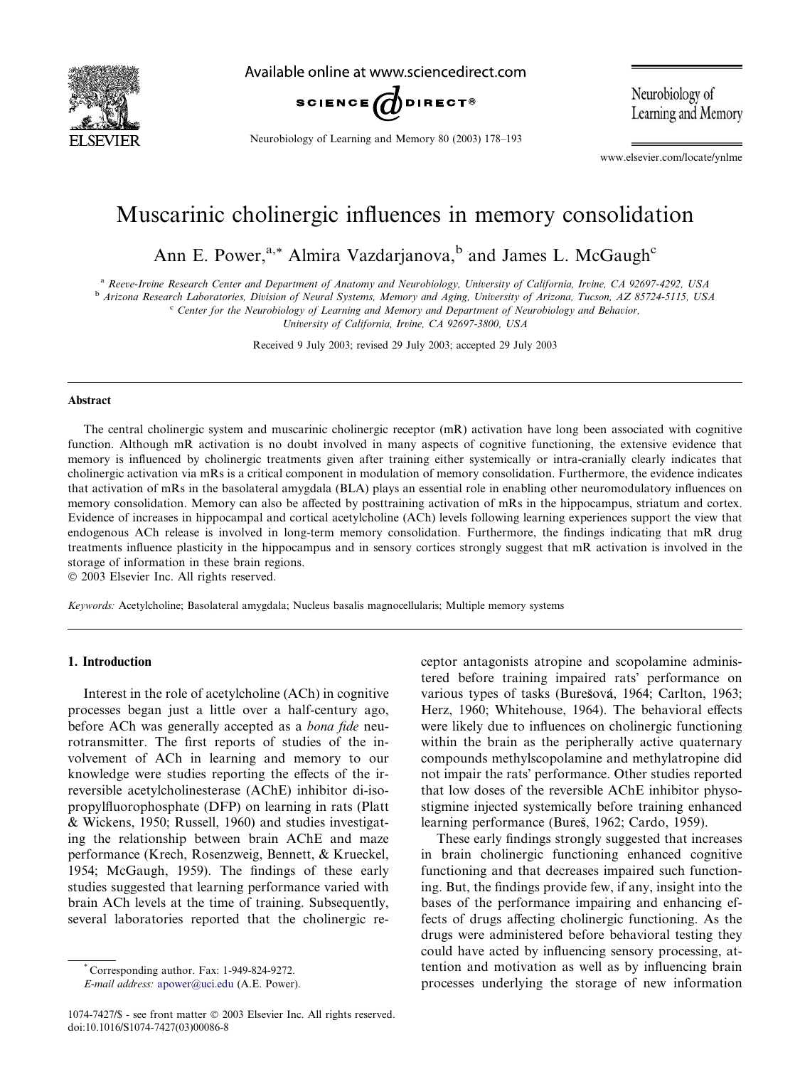# Muscarinic cholinergic influences in memory consolidation

Ann E. Power,[a,*] Almira Vazdarjanova,[b] and James L. McGaugh[c]

[a] Reeve-Irvine Research Center and Department of Anatomy and Neurobiology, University of California, Irvine, CA 92697-4292, USA
[b] Arizona Research Laboratories, Division of Neural Systems, Memory and Aging, University of Arizona, Tucson, AZ 85724-5115, USA
[c] Center for the Neurobiology of Learning and Memory and Department of Neurobiology and Behavior, University of California, Irvine, CA 92697-3800, USA

Received 9 July 2003; revised 29 July 2003; accepted 29 July 2003

## Abstract

The central cholinergic system and muscarinic cholinergic receptor (mR) activation have long been associated with cognitive function. Although mR activation is no doubt involved in many aspects of cognitive functioning, the extensive evidence that memory is influenced by cholinergic treatments given after training either systemically or intra-cranially clearly indicates that cholinergic activation via mRs is a critical component in modulation of memory consolidation. Furthermore, the evidence indicates that activation of mRs in the basolateral amygdala (BLA) plays an essential role in enabling other neuromodulatory influences on memory consolidation. Memory can also be affected by posttraining activation of mRs in the hippocampus, striatum and cortex. Evidence of increases in hippocampal and cortical acetylcholine (ACh) levels following learning experiences support the view that endogenous ACh release is involved in long-term memory consolidation. Furthermore, the findings indicating that mR drug treatments influence plasticity in the hippocampus and in sensory cortices strongly suggest that mR activation is involved in the storage of information in these brain regions.

© 2003 Elsevier Inc. All rights reserved.

*Keywords:* Acetylcholine; Basolateral amygdala; Nucleus basalis magnocellularis; Multiple memory systems

## 1. Introduction

Interest in the role of acetylcholine (ACh) in cognitive processes began just a little over a half-century ago, before ACh was generally accepted as a *bona fide* neurotransmitter. The first reports of studies of the involvement of ACh in learning and memory to our knowledge were studies reporting the effects of the irreversible acetylcholinesterase (AChE) inhibitor di-isopropylfluorophosphate (DFP) on learning in rats (Platt & Wickens, 1950; Russell, 1960) and studies investigating the relationship between brain AChE and maze performance (Krech, Rosenzweig, Bennett, & Krueckel, 1954; McGaugh, 1959). The findings of these early studies suggested that learning performance varied with brain ACh levels at the time of training. Subsequently, several laboratories reported that the cholinergic receptor antagonists atropine and scopolamine administered before training impaired rats' performance on various types of tasks (Burešová, 1964; Carlton, 1963; Herz, 1960; Whitehouse, 1964). The behavioral effects were likely due to influences on cholinergic functioning within the brain as the peripherally active quaternary compounds methylscopolamine and methylatropine did not impair the rats' performance. Other studies reported that low doses of the reversible AChE inhibitor physostigmine injected systemically before training enhanced learning performance (Bureš, 1962; Cardo, 1959).

These early findings strongly suggested that increases in brain cholinergic functioning enhanced cognitive functioning and that decreases impaired such functioning. But, the findings provide few, if any, insight into the bases of the performance impairing and enhancing effects of drugs affecting cholinergic functioning. As the drugs were administered before behavioral testing they could have acted by influencing sensory processing, attention and motivation as well as by influencing brain processes underlying the storage of new information

* Corresponding author. Fax: 1-949-824-9272.
*E-mail address:* apower@uci.edu (A.E. Power).

1074-7427/$ - see front matter © 2003 Elsevier Inc. All rights reserved.
doi:10.1016/S1074-7427(03)00086-8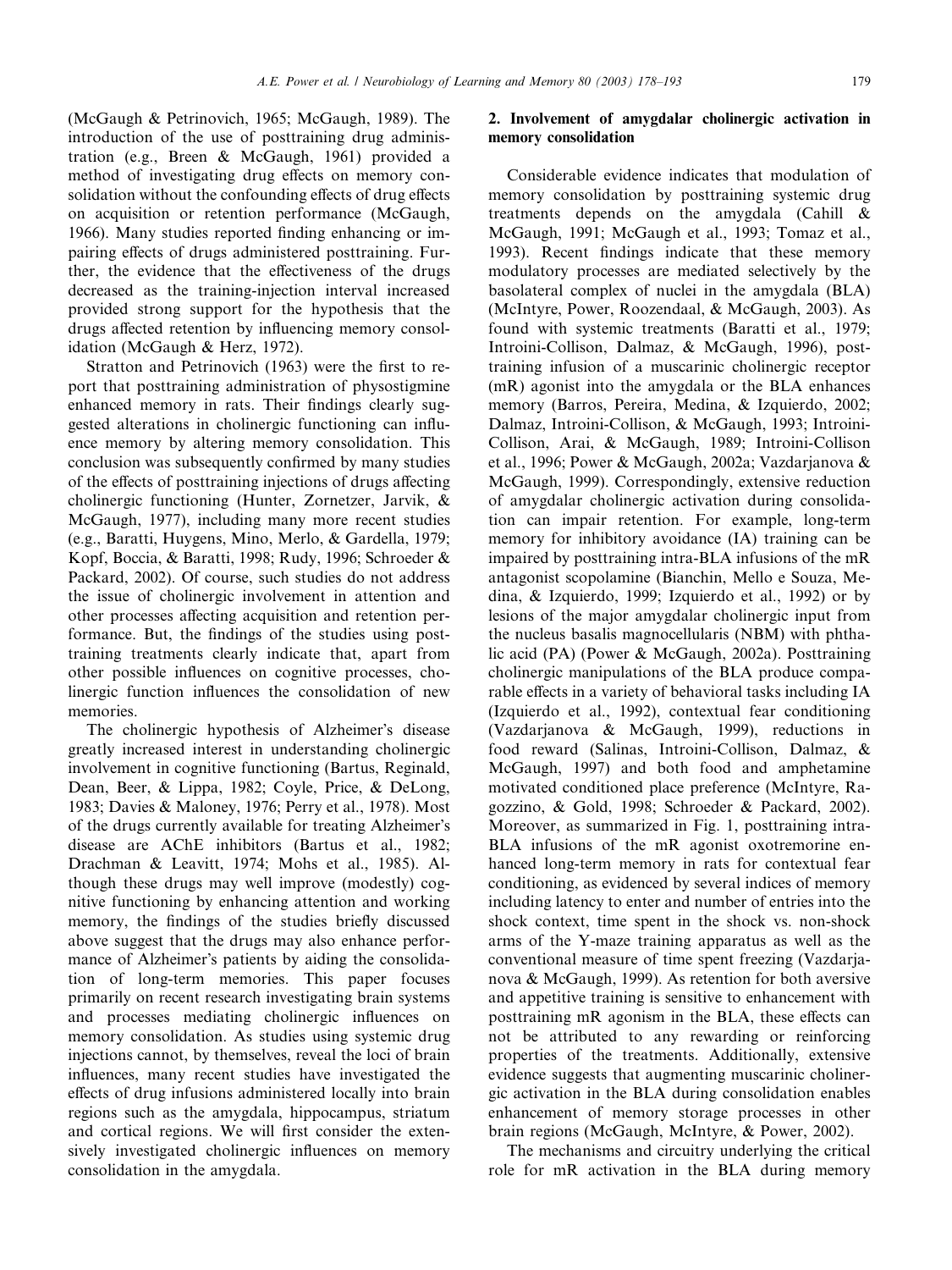(McGaugh & Petrinovich, 1965; McGaugh, 1989). The introduction of the use of posttraining drug administration (e.g., Breen & McGaugh, 1961) provided a method of investigating drug effects on memory consolidation without the confounding effects of drug effects on acquisition or retention performance (McGaugh, 1966). Many studies reported finding enhancing or impairing effects of drugs administered posttraining. Further, the evidence that the effectiveness of the drugs decreased as the training-injection interval increased provided strong support for the hypothesis that the drugs affected retention by influencing memory consolidation (McGaugh & Herz, 1972).

Stratton and Petrinovich (1963) were the first to report that posttraining administration of physostigmine enhanced memory in rats. Their findings clearly suggested alterations in cholinergic functioning can influence memory by altering memory consolidation. This conclusion was subsequently confirmed by many studies of the effects of posttraining injections of drugs affecting cholinergic functioning (Hunter, Zornetzer, Jarvik, & McGaugh, 1977), including many more recent studies (e.g., Baratti, Huygens, Mino, Merlo, & Gardella, 1979; Kopf, Boccia, & Baratti, 1998; Rudy, 1996; Schroeder & Packard, 2002). Of course, such studies do not address the issue of cholinergic involvement in attention and other processes affecting acquisition and retention performance. But, the findings of the studies using posttraining treatments clearly indicate that, apart from other possible influences on cognitive processes, cholinergic function influences the consolidation of new memories.

The cholinergic hypothesis of Alzheimer's disease greatly increased interest in understanding cholinergic involvement in cognitive functioning (Bartus, Reginald, Dean, Beer, & Lippa, 1982; Coyle, Price, & DeLong, 1983; Davies & Maloney, 1976; Perry et al., 1978). Most of the drugs currently available for treating Alzheimer's disease are AChE inhibitors (Bartus et al., 1982; Drachman & Leavitt, 1974; Mohs et al., 1985). Although these drugs may well improve (modestly) cognitive functioning by enhancing attention and working memory, the findings of the studies briefly discussed above suggest that the drugs may also enhance performance of Alzheimer's patients by aiding the consolidation of long-term memories. This paper focuses primarily on recent research investigating brain systems and processes mediating cholinergic influences on memory consolidation. As studies using systemic drug injections cannot, by themselves, reveal the loci of brain influences, many recent studies have investigated the effects of drug infusions administered locally into brain regions such as the amygdala, hippocampus, striatum and cortical regions. We will first consider the extensively investigated cholinergic influences on memory consolidation in the amygdala.

## 2. Involvement of amygdalar cholinergic activation in memory consolidation

Considerable evidence indicates that modulation of memory consolidation by posttraining systemic drug treatments depends on the amygdala (Cahill & McGaugh, 1991; McGaugh et al., 1993; Tomaz et al., 1993). Recent findings indicate that these memory modulatory processes are mediated selectively by the basolateral complex of nuclei in the amygdala (BLA) (McIntyre, Power, Roozendaal, & McGaugh, 2003). As found with systemic treatments (Baratti et al., 1979; Introini-Collison, Dalmaz, & McGaugh, 1996), posttraining infusion of a muscarinic cholinergic receptor (mR) agonist into the amygdala or the BLA enhances memory (Barros, Pereira, Medina, & Izquierdo, 2002; Dalmaz, Introini-Collison, & McGaugh, 1993; Introini-Collison, Arai, & McGaugh, 1989; Introini-Collison et al., 1996; Power & McGaugh, 2002a; Vazdarjanova & McGaugh, 1999). Correspondingly, extensive reduction of amygdalar cholinergic activation during consolidation can impair retention. For example, long-term memory for inhibitory avoidance (IA) training can be impaired by posttraining intra-BLA infusions of the mR antagonist scopolamine (Bianchin, Mello e Souza, Medina, & Izquierdo, 1999; Izquierdo et al., 1992) or by lesions of the major amygdalar cholinergic input from the nucleus basalis magnocellularis (NBM) with phthalic acid (PA) (Power & McGaugh, 2002a). Posttraining cholinergic manipulations of the BLA produce comparable effects in a variety of behavioral tasks including IA (Izquierdo et al., 1992), contextual fear conditioning (Vazdarjanova & McGaugh, 1999), reductions in food reward (Salinas, Introini-Collison, Dalmaz, & McGaugh, 1997) and both food and amphetamine motivated conditioned place preference (McIntyre, Ragozzino, & Gold, 1998; Schroeder & Packard, 2002). Moreover, as summarized in Fig. 1, posttraining intra-BLA infusions of the mR agonist oxotremorine enhanced long-term memory in rats for contextual fear conditioning, as evidenced by several indices of memory including latency to enter and number of entries into the shock context, time spent in the shock vs. non-shock arms of the Y-maze training apparatus as well as the conventional measure of time spent freezing (Vazdarjanova & McGaugh, 1999). As retention for both aversive and appetitive training is sensitive to enhancement with posttraining mR agonism in the BLA, these effects can not be attributed to any rewarding or reinforcing properties of the treatments. Additionally, extensive evidence suggests that augmenting muscarinic cholinergic activation in the BLA during consolidation enables enhancement of memory storage processes in other brain regions (McGaugh, McIntyre, & Power, 2002).

The mechanisms and circuitry underlying the critical role for mR activation in the BLA during memory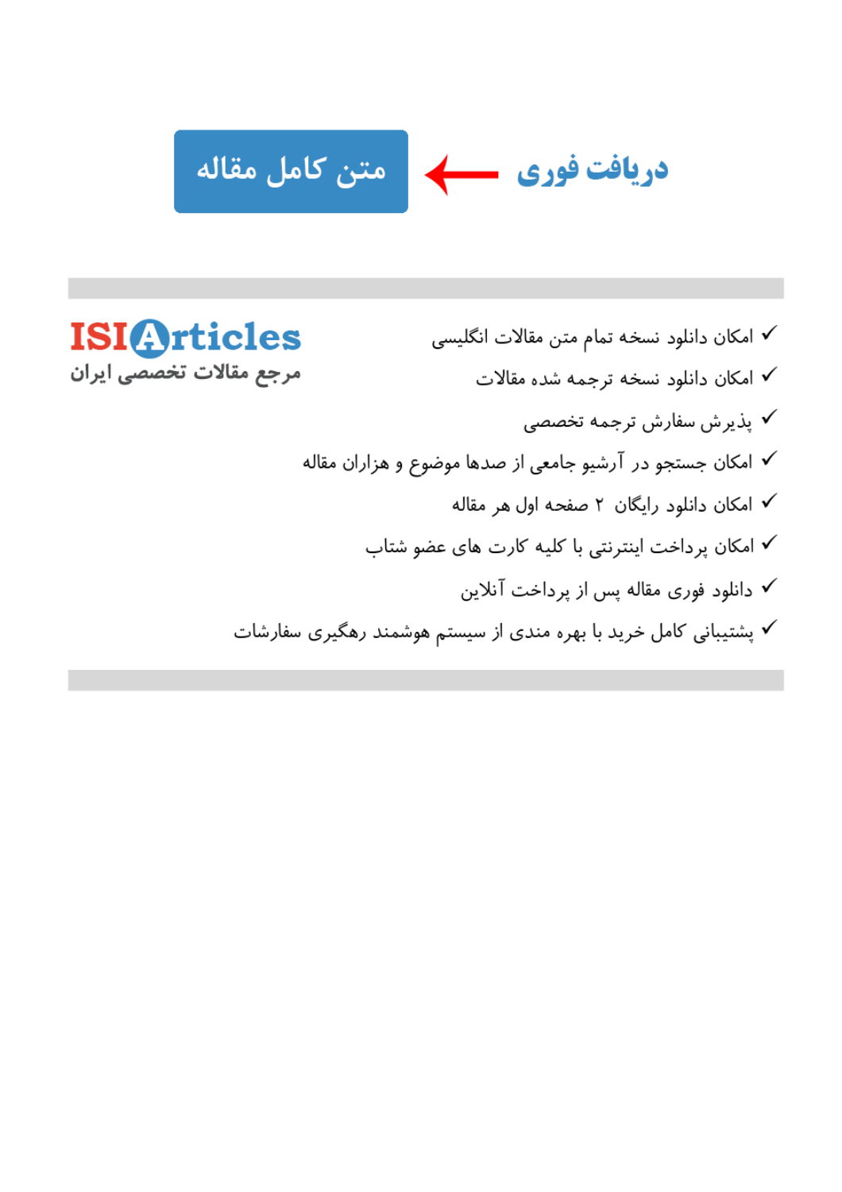دریافت فوری ← **متن کامل مقاله**

**ISIArticles**
مرجع مقالات تخصصی ایران

- ✓ امکان دانلود نسخه تمام متن مقالات انگلیسی
- ✓ امکان دانلود نسخه ترجمه شده مقالات
- ✓ پذیرش سفارش ترجمه تخصصی
- ✓ امکان جستجو در آرشیو جامعی از صدها موضوع و هزاران مقاله
- ✓ امکان دانلود رایگان ۲ صفحه اول هر مقاله
- ✓ امکان پرداخت اینترنتی با کلیه کارت های عضو شتاب
- ✓ دانلود فوری مقاله پس از پرداخت آنلاین
- ✓ پشتیبانی کامل خرید با بهره مندی از سیستم هوشمند رهگیری سفارشات